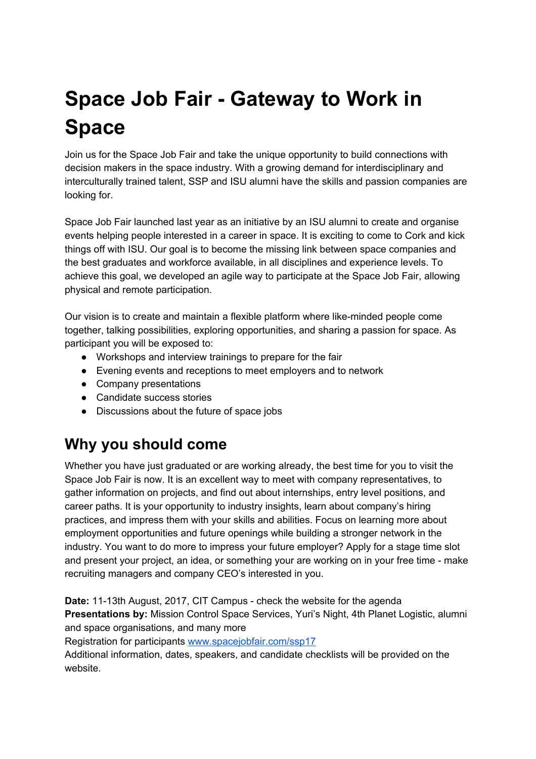# Space Job Fair - Gateway to Work in Space

Join us for the Space Job Fair and take the unique opportunity to build connections with decision makers in the space industry. With a growing demand for interdisciplinary and interculturally trained talent, SSP and ISU alumni have the skills and passion companies are looking for.

Space Job Fair launched last year as an initiative by an ISU alumni to create and organise events helping people interested in a career in space. It is exciting to come to Cork and kick things off with ISU. Our goal is to become the missing link between space companies and the best graduates and workforce available, in all disciplines and experience levels. To achieve this goal, we developed an agile way to participate at the Space Job Fair, allowing physical and remote participation.

Our vision is to create and maintain a flexible platform where like-minded people come together, talking possibilities, exploring opportunities, and sharing a passion for space. As participant you will be exposed to:

- Workshops and interview trainings to prepare for the fair
- Evening events and receptions to meet employers and to network
- Company presentations
- Candidate success stories
- Discussions about the future of space jobs

## Why you should come

Whether you have just graduated or are working already, the best time for you to visit the Space Job Fair is now. It is an excellent way to meet with company representatives, to gather information on projects, and find out about internships, entry level positions, and career paths. It is your opportunity to industry insights, learn about company's hiring practices, and impress them with your skills and abilities. Focus on learning more about employment opportunities and future openings while building a stronger network in the industry. You want to do more to impress your future employer? Apply for a stage time slot and present your project, an idea, or something your are working on in your free time - make recruiting managers and company CEO's interested in you.

**Date:** 11-13th August, 2017, CIT Campus - check the website for the agenda
**Presentations by:** Mission Control Space Services, Yuri's Night, 4th Planet Logistic, alumni and space organisations, and many more
Registration for participants [www.spacejobfair.com/ssp17](http://www.spacejobfair.com/ssp17)
Additional information, dates, speakers, and candidate checklists will be provided on the website.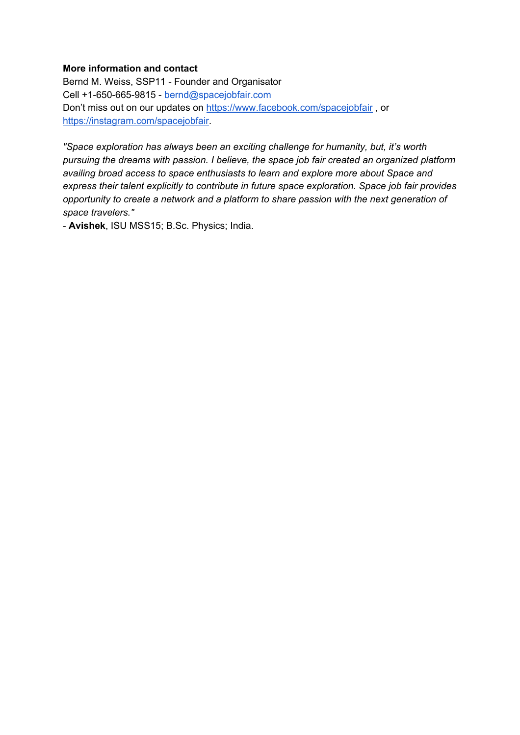**More information and contact**
Bernd M. Weiss, SSP11 - Founder and Organisator
Cell +1-650-665-9815 - bernd@spacejobfair.com
Don't miss out on our updates on https://www.facebook.com/spacejobfair , or https://instagram.com/spacejobfair.

*"Space exploration has always been an exciting challenge for humanity, but, it's worth pursuing the dreams with passion. I believe, the space job fair created an organized platform availing broad access to space enthusiasts to learn and explore more about Space and express their talent explicitly to contribute in future space exploration. Space job fair provides opportunity to create a network and a platform to share passion with the next generation of space travelers."*
- **Avishek**, ISU MSS15; B.Sc. Physics; India.